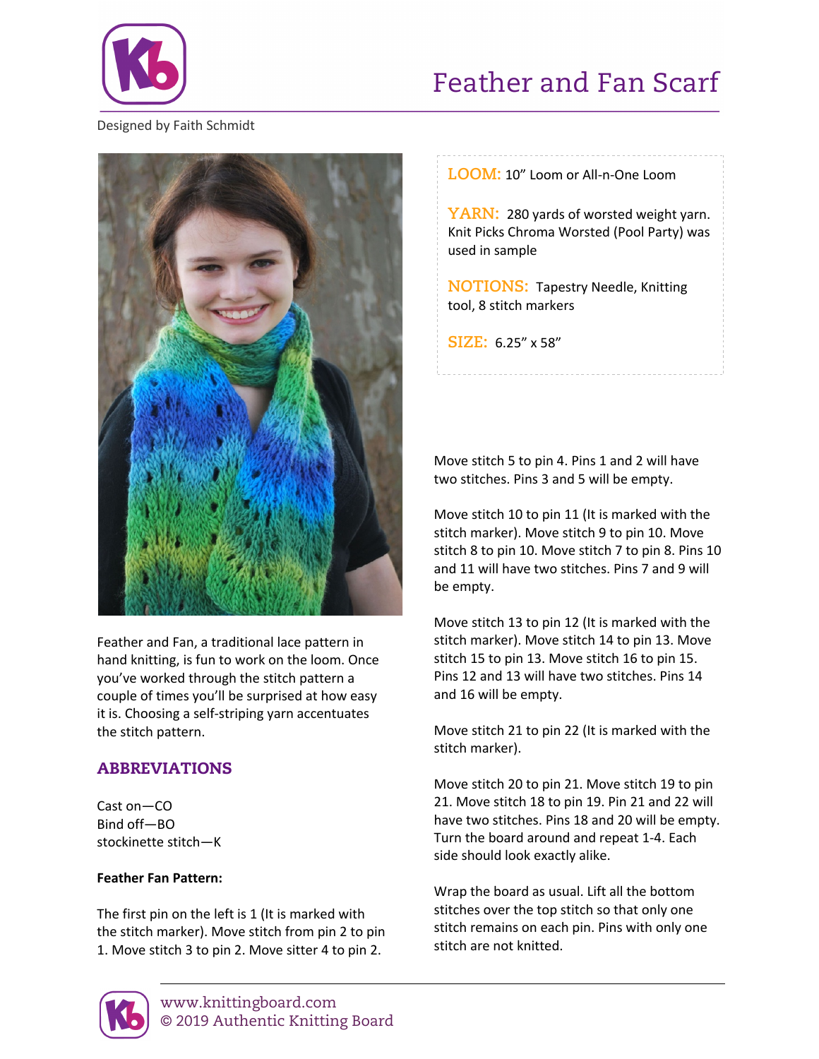# Feather and Fan Scarf

Designed by Faith Schmidt

Feather and Fan, a traditional lace pattern in hand knitting, is fun to work on the loom. Once you've worked through the stitch pattern a couple of times you'll be surprised at how easy it is. Choosing a self-striping yarn accentuates the stitch pattern.

**LOOM:** 10" Loom or All-n-One Loom

**YARN:** 280 yards of worsted weight yarn. Knit Picks Chroma Worsted (Pool Party) was used in sample

**NOTIONS:** Tapestry Needle, Knitting tool, 8 stitch markers

**SIZE:** 6.25" x 58"

## ABBREVIATIONS

Cast on—CO
Bind off—BO
stockinette stitch—K

**Feather Fan Pattern:**

The first pin on the left is 1 (It is marked with the stitch marker). Move stitch from pin 2 to pin 1. Move stitch 3 to pin 2. Move sitter 4 to pin 2.

Move stitch 5 to pin 4. Pins 1 and 2 will have two stitches. Pins 3 and 5 will be empty.

Move stitch 10 to pin 11 (It is marked with the stitch marker). Move stitch 9 to pin 10. Move stitch 8 to pin 10. Move stitch 7 to pin 8. Pins 10 and 11 will have two stitches. Pins 7 and 9 will be empty.

Move stitch 13 to pin 12 (It is marked with the stitch marker). Move stitch 14 to pin 13. Move stitch 15 to pin 13. Move stitch 16 to pin 15. Pins 12 and 13 will have two stitches. Pins 14 and 16 will be empty.

Move stitch 21 to pin 22 (It is marked with the stitch marker).

Move stitch 20 to pin 21. Move stitch 19 to pin 21. Move stitch 18 to pin 19. Pin 21 and 22 will have two stitches. Pins 18 and 20 will be empty. Turn the board around and repeat 1-4. Each side should look exactly alike.

Wrap the board as usual. Lift all the bottom stitches over the top stitch so that only one stitch remains on each pin. Pins with only one stitch are not knitted.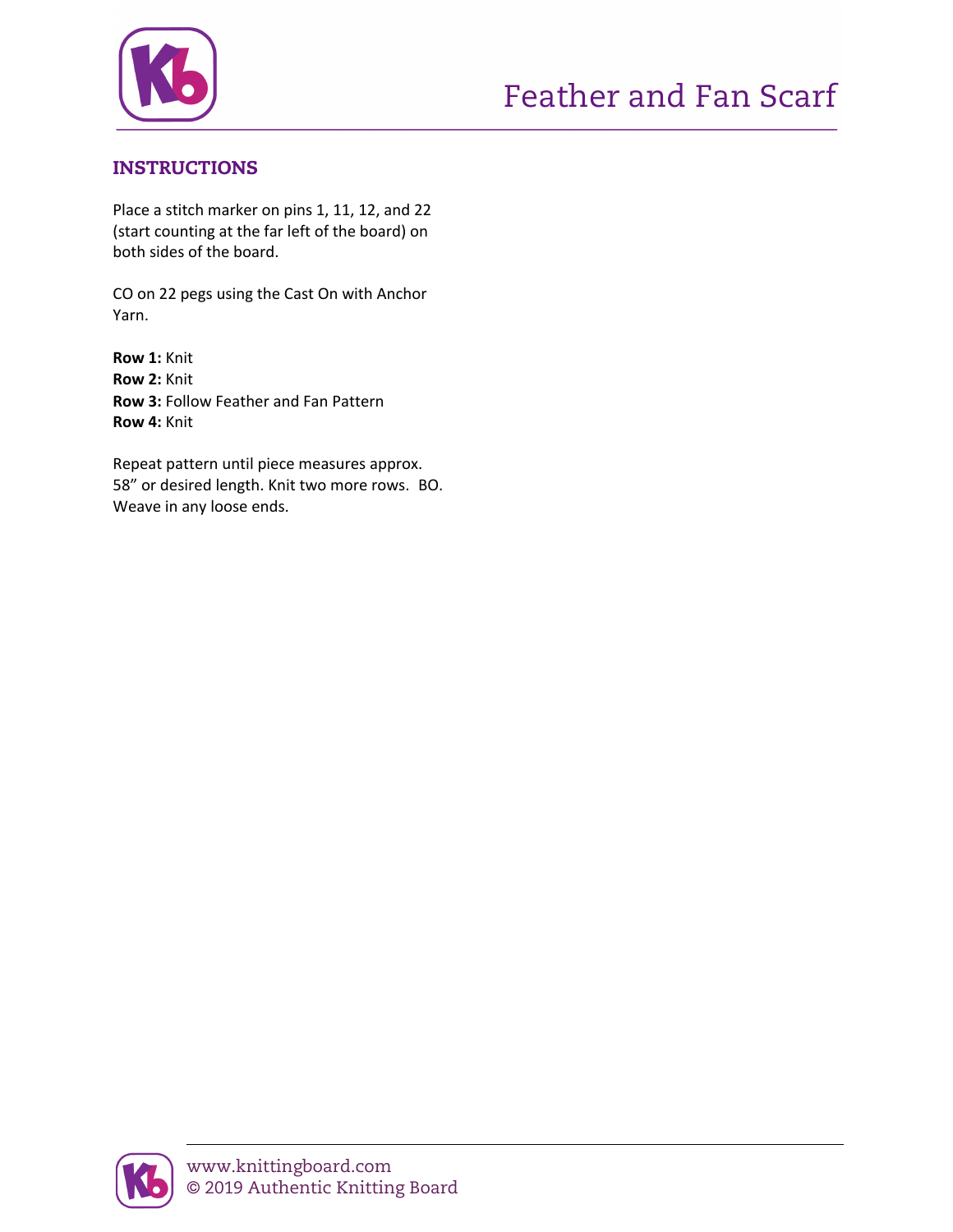# Feather and Fan Scarf

## INSTRUCTIONS

Place a stitch marker on pins 1, 11, 12, and 22 (start counting at the far left of the board) on both sides of the board.

CO on 22 pegs using the Cast On with Anchor Yarn.

**Row 1:** Knit
**Row 2:** Knit
**Row 3:** Follow Feather and Fan Pattern
**Row 4:** Knit

Repeat pattern until piece measures approx. 58" or desired length. Knit two more rows. BO. Weave in any loose ends.

www.knittingboard.com
© 2019 Authentic Knitting Board